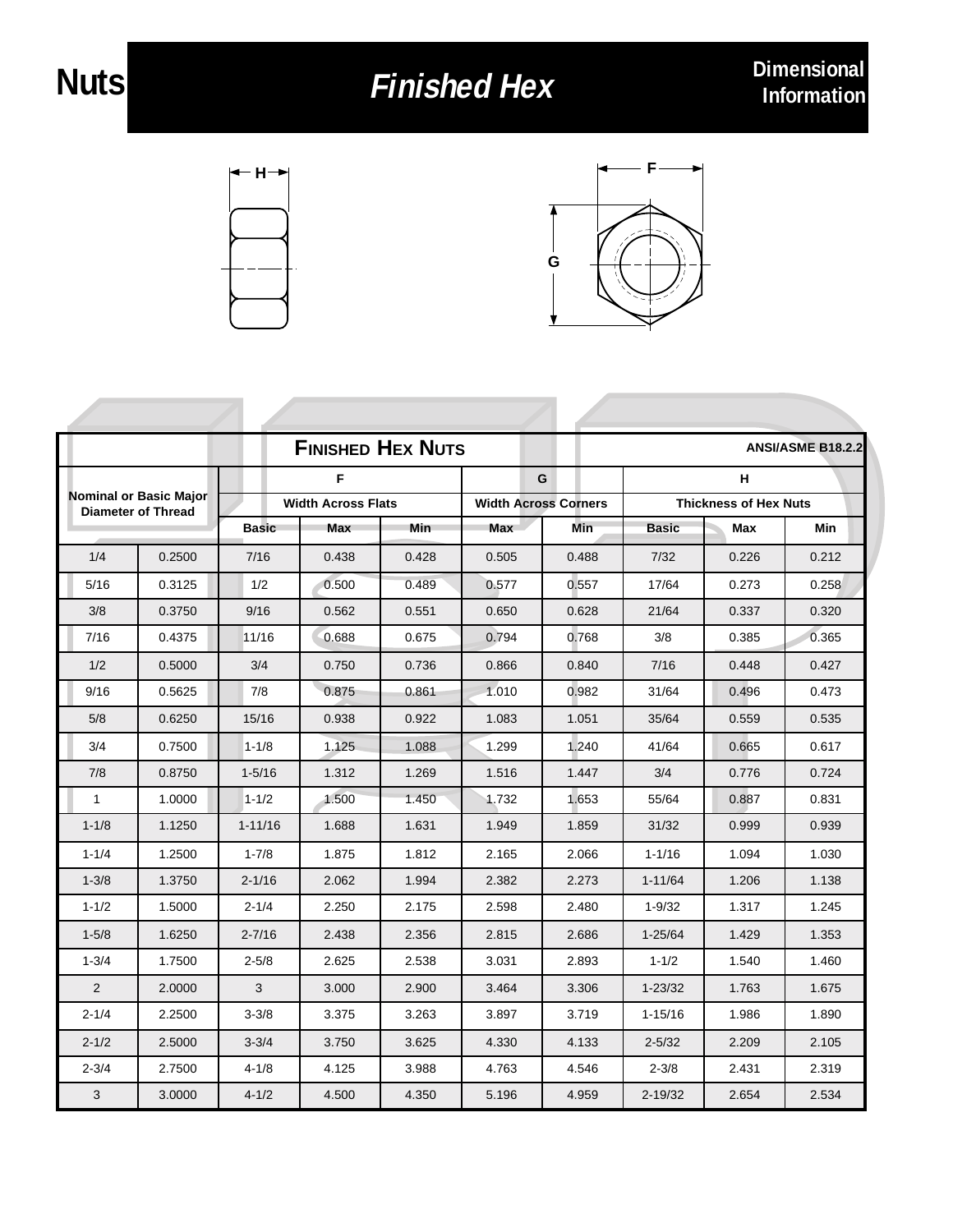# Nuts

## Finished Hex

**Dimensional Information**

| **FINISHED HEX NUTS** | | | | | | | | | ANSI/ASME B18.2.2 |
|---|---|---|---|---|---|---|---|---|---|
| Nominal or Basic Major Diameter of Thread | | F | | | G | | H | | |
| | | Width Across Flats | | | Width Across Corners | | Thickness of Hex Nuts | | |
| | | Basic | Max | Min | Max | Min | Basic | Max | Min |
| 1/4 | 0.2500 | 7/16 | 0.438 | 0.428 | 0.505 | 0.488 | 7/32 | 0.226 | 0.212 |
| 5/16 | 0.3125 | 1/2 | 0.500 | 0.489 | 0.577 | 0.557 | 17/64 | 0.273 | 0.258 |
| 3/8 | 0.3750 | 9/16 | 0.562 | 0.551 | 0.650 | 0.628 | 21/64 | 0.337 | 0.320 |
| 7/16 | 0.4375 | 11/16 | 0.688 | 0.675 | 0.794 | 0.768 | 3/8 | 0.385 | 0.365 |
| 1/2 | 0.5000 | 3/4 | 0.750 | 0.736 | 0.866 | 0.840 | 7/16 | 0.448 | 0.427 |
| 9/16 | 0.5625 | 7/8 | 0.875 | 0.861 | 1.010 | 0.982 | 31/64 | 0.496 | 0.473 |
| 5/8 | 0.6250 | 15/16 | 0.938 | 0.922 | 1.083 | 1.051 | 35/64 | 0.559 | 0.535 |
| 3/4 | 0.7500 | 1-1/8 | 1.125 | 1.088 | 1.299 | 1.240 | 41/64 | 0.665 | 0.617 |
| 7/8 | 0.8750 | 1-5/16 | 1.312 | 1.269 | 1.516 | 1.447 | 3/4 | 0.776 | 0.724 |
| 1 | 1.0000 | 1-1/2 | 1.500 | 1.450 | 1.732 | 1.653 | 55/64 | 0.887 | 0.831 |
| 1-1/8 | 1.1250 | 1-11/16 | 1.688 | 1.631 | 1.949 | 1.859 | 31/32 | 0.999 | 0.939 |
| 1-1/4 | 1.2500 | 1-7/8 | 1.875 | 1.812 | 2.165 | 2.066 | 1-1/16 | 1.094 | 1.030 |
| 1-3/8 | 1.3750 | 2-1/16 | 2.062 | 1.994 | 2.382 | 2.273 | 1-11/64 | 1.206 | 1.138 |
| 1-1/2 | 1.5000 | 2-1/4 | 2.250 | 2.175 | 2.598 | 2.480 | 1-9/32 | 1.317 | 1.245 |
| 1-5/8 | 1.6250 | 2-7/16 | 2.438 | 2.356 | 2.815 | 2.686 | 1-25/64 | 1.429 | 1.353 |
| 1-3/4 | 1.7500 | 2-5/8 | 2.625 | 2.538 | 3.031 | 2.893 | 1-1/2 | 1.540 | 1.460 |
| 2 | 2.0000 | 3 | 3.000 | 2.900 | 3.464 | 3.306 | 1-23/32 | 1.763 | 1.675 |
| 2-1/4 | 2.2500 | 3-3/8 | 3.375 | 3.263 | 3.897 | 3.719 | 1-15/16 | 1.986 | 1.890 |
| 2-1/2 | 2.5000 | 3-3/4 | 3.750 | 3.625 | 4.330 | 4.133 | 2-5/32 | 2.209 | 2.105 |
| 2-3/4 | 2.7500 | 4-1/8 | 4.125 | 3.988 | 4.763 | 4.546 | 2-3/8 | 2.431 | 2.319 |
| 3 | 3.0000 | 4-1/2 | 4.500 | 4.350 | 5.196 | 4.959 | 2-19/32 | 2.654 | 2.534 |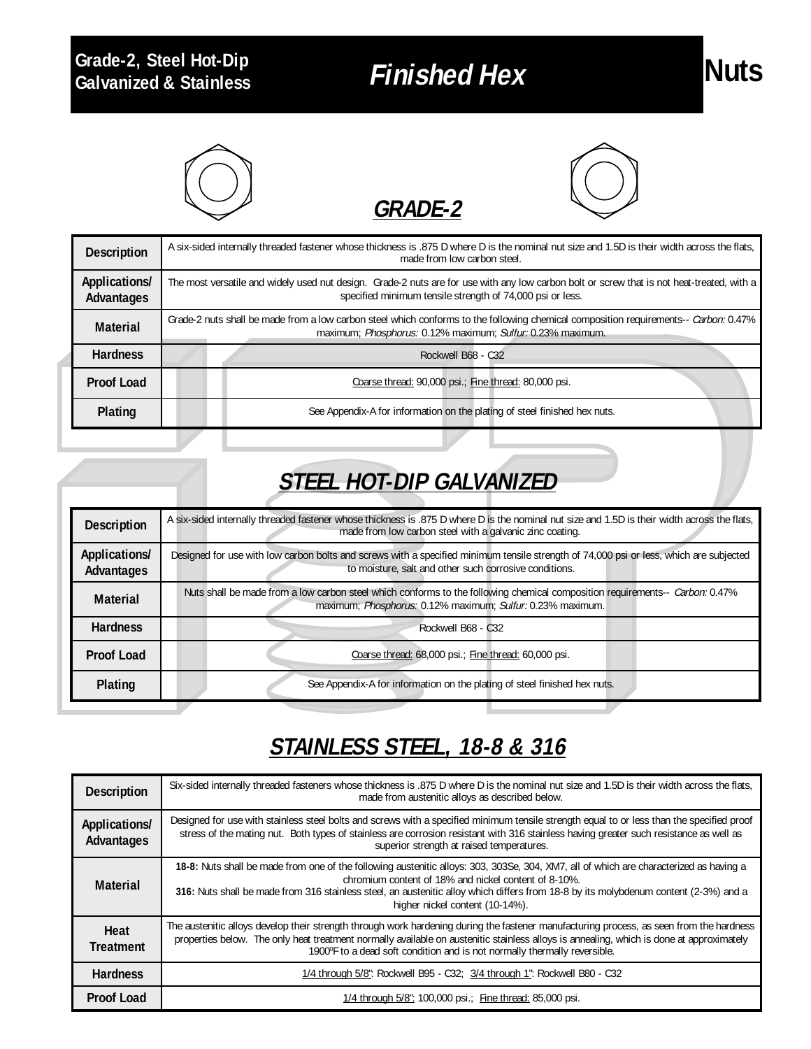# Grade-2, Steel Hot-Dip Galvanized & Stainless *Finished Hex* Nuts

## *GRADE-2*

| | |
|---|---|
| **Description** | A six-sided internally threaded fastener whose thickness is .875 D where D is the nominal nut size and 1.5D is their width across the flats, made from low carbon steel. |
| **Applications/ Advantages** | The most versatile and widely used nut design. Grade-2 nuts are for use with any low carbon bolt or screw that is not heat-treated, with a specified minimum tensile strength of 74,000 psi or less. |
| **Material** | Grade-2 nuts shall be made from a low carbon steel which conforms to the following chemical composition requirements-- *Carbon:* 0.47% maximum; *Phosphorus:* 0.12% maximum; *Sulfur:* 0.23% maximum. |
| **Hardness** | Rockwell B68 - C32 |
| **Proof Load** | Coarse thread: 90,000 psi.; Fine thread: 80,000 psi. |
| **Plating** | See Appendix-A for information on the plating of steel finished hex nuts. |

## *STEEL HOT-DIP GALVANIZED*

| | |
|---|---|
| **Description** | A six-sided internally threaded fastener whose thickness is .875 D where D is the nominal nut size and 1.5D is their width across the flats, made from low carbon steel with a galvanic zinc coating. |
| **Applications/ Advantages** | Designed for use with low carbon bolts and screws with a specified minimum tensile strength of 74,000 psi or less, which are subjected to moisture, salt and other such corrosive conditions. |
| **Material** | Nuts shall be made from a low carbon steel which conforms to the following chemical composition requirements-- *Carbon:* 0.47% maximum; *Phosphorus:* 0.12% maximum; *Sulfur:* 0.23% maximum. |
| **Hardness** | Rockwell B68 - C32 |
| **Proof Load** | Coarse thread: 68,000 psi.; Fine thread: 60,000 psi. |
| **Plating** | See Appendix-A for information on the plating of steel finished hex nuts. |

## *STAINLESS STEEL, 18-8 & 316*

| | |
|---|---|
| **Description** | Six-sided internally threaded fasteners whose thickness is .875 D where D is the nominal nut size and 1.5D is their width across the flats, made from austenitic alloys as described below. |
| **Applications/ Advantages** | Designed for use with stainless steel bolts and screws with a specified minimum tensile strength equal to or less than the specified proof stress of the mating nut. Both types of stainless are corrosion resistant with 316 stainless having greater such resistance as well as superior strength at raised temperatures. |
| **Material** | **18-8:** Nuts shall be made from one of the following austenitic alloys: 303, 303Se, 304, XM7, all of which are characterized as having a chromium content of 18% and nickel content of 8-10%. **316:** Nuts shall be made from 316 stainless steel, an austenitic alloy which differs from 18-8 by its molybdenum content (2-3%) and a higher nickel content (10-14%). |
| **Heat Treatment** | The austenitic alloys develop their strength through work hardening during the fastener manufacturing process, as seen from the hardness properties below. The only heat treatment normally available on austenitic stainless alloys is annealing, which is done at approximately 1900ºF to a dead soft condition and is not normally thermally reversible. |
| **Hardness** | 1/4 through 5/8": Rockwell B95 - C32; 3/4 through 1": Rockwell B80 - C32 |
| **Proof Load** | 1/4 through 5/8": 100,000 psi.; Fine thread: 85,000 psi. |